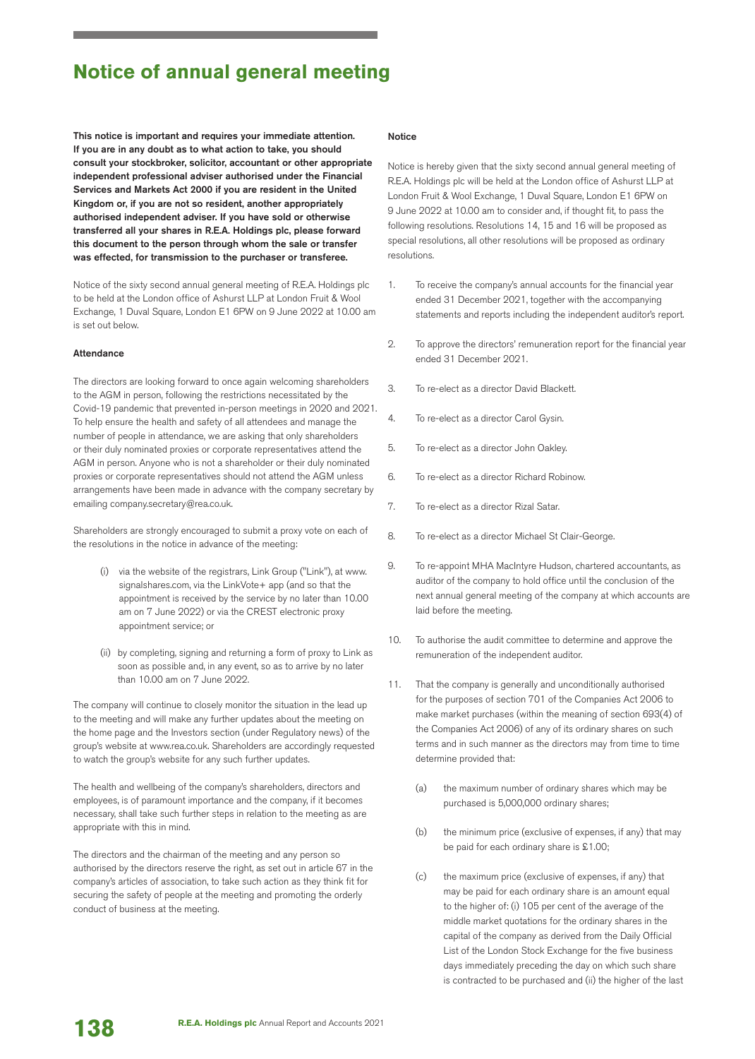# Notice of annual general meeting

**This notice is important and requires your immediate attention. If you are in any doubt as to what action to take, you should consult your stockbroker, solicitor, accountant or other appropriate independent professional adviser authorised under the Financial Services and Markets Act 2000 if you are resident in the United Kingdom or, if you are not so resident, another appropriately authorised independent adviser. If you have sold or otherwise transferred all your shares in R.E.A. Holdings plc, please forward this document to the person through whom the sale or transfer was effected, for transmission to the purchaser or transferee.**

Notice of the sixty second annual general meeting of R.E.A. Holdings plc to be held at the London office of Ashurst LLP at London Fruit & Wool Exchange, 1 Duval Square, London E1 6PW on 9 June 2022 at 10.00 am is set out below.

**Attendance**

The directors are looking forward to once again welcoming shareholders to the AGM in person, following the restrictions necessitated by the Covid-19 pandemic that prevented in-person meetings in 2020 and 2021. To help ensure the health and safety of all attendees and manage the number of people in attendance, we are asking that only shareholders or their duly nominated proxies or corporate representatives attend the AGM in person. Anyone who is not a shareholder or their duly nominated proxies or corporate representatives should not attend the AGM unless arrangements have been made in advance with the company secretary by emailing company.secretary@rea.co.uk.

Shareholders are strongly encouraged to submit a proxy vote on each of the resolutions in the notice in advance of the meeting:

(i) via the website of the registrars, Link Group ("Link"), at www.signalshares.com, via the LinkVote+ app (and so that the appointment is received by the service by no later than 10.00 am on 7 June 2022) or via the CREST electronic proxy appointment service; or

(ii) by completing, signing and returning a form of proxy to Link as soon as possible and, in any event, so as to arrive by no later than 10.00 am on 7 June 2022.

The company will continue to closely monitor the situation in the lead up to the meeting and will make any further updates about the meeting on the home page and the Investors section (under Regulatory news) of the group's website at www.rea.co.uk. Shareholders are accordingly requested to watch the group's website for any such further updates.

The health and wellbeing of the company's shareholders, directors and employees, is of paramount importance and the company, if it becomes necessary, shall take such further steps in relation to the meeting as are appropriate with this in mind.

The directors and the chairman of the meeting and any person so authorised by the directors reserve the right, as set out in article 67 in the company's articles of association, to take such action as they think fit for securing the safety of people at the meeting and promoting the orderly conduct of business at the meeting.

**Notice**

Notice is hereby given that the sixty second annual general meeting of R.E.A. Holdings plc will be held at the London office of Ashurst LLP at London Fruit & Wool Exchange, 1 Duval Square, London E1 6PW on 9 June 2022 at 10.00 am to consider and, if thought fit, to pass the following resolutions. Resolutions 14, 15 and 16 will be proposed as special resolutions, all other resolutions will be proposed as ordinary resolutions.

1. To receive the company's annual accounts for the financial year ended 31 December 2021, together with the accompanying statements and reports including the independent auditor's report.

2. To approve the directors' remuneration report for the financial year ended 31 December 2021.

3. To re-elect as a director David Blackett.

4. To re-elect as a director Carol Gysin.

5. To re-elect as a director John Oakley.

6. To re-elect as a director Richard Robinow.

7. To re-elect as a director Rizal Satar.

8. To re-elect as a director Michael St Clair-George.

9. To re-appoint MHA MacIntyre Hudson, chartered accountants, as auditor of the company to hold office until the conclusion of the next annual general meeting of the company at which accounts are laid before the meeting.

10. To authorise the audit committee to determine and approve the remuneration of the independent auditor.

11. That the company is generally and unconditionally authorised for the purposes of section 701 of the Companies Act 2006 to make market purchases (within the meaning of section 693(4) of the Companies Act 2006) of any of its ordinary shares on such terms and in such manner as the directors may from time to time determine provided that:

    (a) the maximum number of ordinary shares which may be purchased is 5,000,000 ordinary shares;

    (b) the minimum price (exclusive of expenses, if any) that may be paid for each ordinary share is £1.00;

    (c) the maximum price (exclusive of expenses, if any) that may be paid for each ordinary share is an amount equal to the higher of: (i) 105 per cent of the average of the middle market quotations for the ordinary shares in the capital of the company as derived from the Daily Official List of the London Stock Exchange for the five business days immediately preceding the day on which such share is contracted to be purchased and (ii) the higher of the last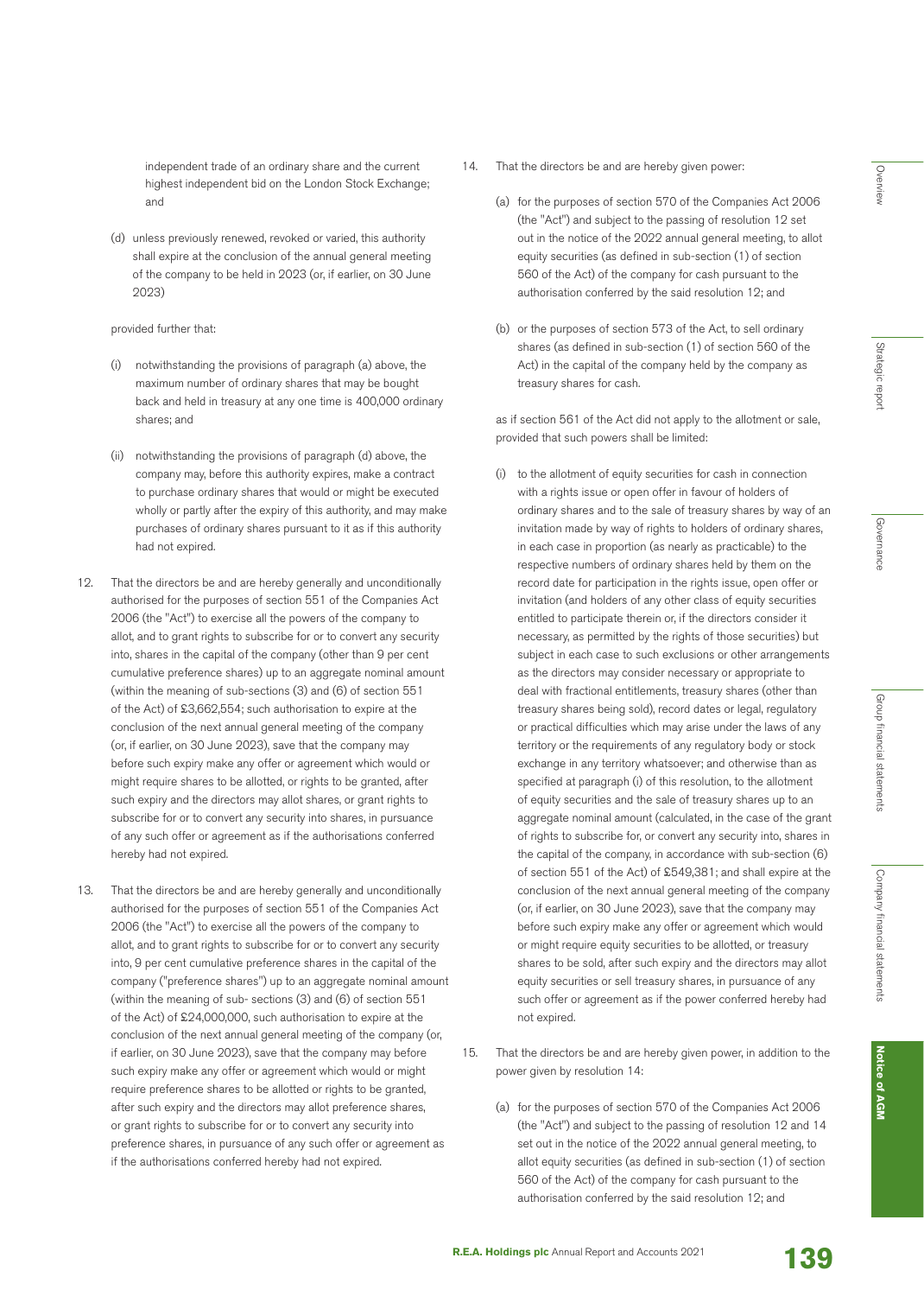independent trade of an ordinary share and the current highest independent bid on the London Stock Exchange; and

(d) unless previously renewed, revoked or varied, this authority shall expire at the conclusion of the annual general meeting of the company to be held in 2023 (or, if earlier, on 30 June 2023)

provided further that:

(i) notwithstanding the provisions of paragraph (a) above, the maximum number of ordinary shares that may be bought back and held in treasury at any one time is 400,000 ordinary shares; and

(ii) notwithstanding the provisions of paragraph (d) above, the company may, before this authority expires, make a contract to purchase ordinary shares that would or might be executed wholly or partly after the expiry of this authority, and may make purchases of ordinary shares pursuant to it as if this authority had not expired.

12. That the directors be and are hereby generally and unconditionally authorised for the purposes of section 551 of the Companies Act 2006 (the "Act") to exercise all the powers of the company to allot, and to grant rights to subscribe for or to convert any security into, shares in the capital of the company (other than 9 per cent cumulative preference shares) up to an aggregate nominal amount (within the meaning of sub-sections (3) and (6) of section 551 of the Act) of £3,662,554; such authorisation to expire at the conclusion of the next annual general meeting of the company (or, if earlier, on 30 June 2023), save that the company may before such expiry make any offer or agreement which would or might require shares to be allotted, or rights to be granted, after such expiry and the directors may allot shares, or grant rights to subscribe for or to convert any security into shares, in pursuance of any such offer or agreement as if the authorisations conferred hereby had not expired.

13. That the directors be and are hereby generally and unconditionally authorised for the purposes of section 551 of the Companies Act 2006 (the "Act") to exercise all the powers of the company to allot, and to grant rights to subscribe for or to convert any security into, 9 per cent cumulative preference shares in the capital of the company ("preference shares") up to an aggregate nominal amount (within the meaning of sub- sections (3) and (6) of section 551 of the Act) of £24,000,000, such authorisation to expire at the conclusion of the next annual general meeting of the company (or, if earlier, on 30 June 2023), save that the company may before such expiry make any offer or agreement which would or might require preference shares to be allotted or rights to be granted, after such expiry and the directors may allot preference shares, or grant rights to subscribe for or to convert any security into preference shares, in pursuance of any such offer or agreement as if the authorisations conferred hereby had not expired.

14. That the directors be and are hereby given power:

(a) for the purposes of section 570 of the Companies Act 2006 (the "Act") and subject to the passing of resolution 12 set out in the notice of the 2022 annual general meeting, to allot equity securities (as defined in sub-section (1) of section 560 of the Act) of the company for cash pursuant to the authorisation conferred by the said resolution 12; and

(b) or the purposes of section 573 of the Act, to sell ordinary shares (as defined in sub-section (1) of section 560 of the Act) in the capital of the company held by the company as treasury shares for cash.

as if section 561 of the Act did not apply to the allotment or sale, provided that such powers shall be limited:

(i) to the allotment of equity securities for cash in connection with a rights issue or open offer in favour of holders of ordinary shares and to the sale of treasury shares by way of an invitation made by way of rights to holders of ordinary shares, in each case in proportion (as nearly as practicable) to the respective numbers of ordinary shares held by them on the record date for participation in the rights issue, open offer or invitation (and holders of any other class of equity securities entitled to participate therein or, if the directors consider it necessary, as permitted by the rights of those securities) but subject in each case to such exclusions or other arrangements as the directors may consider necessary or appropriate to deal with fractional entitlements, treasury shares (other than treasury shares being sold), record dates or legal, regulatory or practical difficulties which may arise under the laws of any territory or the requirements of any regulatory body or stock exchange in any territory whatsoever; and otherwise than as specified at paragraph (i) of this resolution, to the allotment of equity securities and the sale of treasury shares up to an aggregate nominal amount (calculated, in the case of the grant of rights to subscribe for, or convert any security into, shares in the capital of the company, in accordance with sub-section (6) of section 551 of the Act) of £549,381; and shall expire at the conclusion of the next annual general meeting of the company (or, if earlier, on 30 June 2023), save that the company may before such expiry make any offer or agreement which would or might require equity securities to be allotted, or treasury shares to be sold, after such expiry and the directors may allot equity securities or sell treasury shares, in pursuance of any such offer or agreement as if the power conferred hereby had not expired.

15. That the directors be and are hereby given power, in addition to the power given by resolution 14:

(a) for the purposes of section 570 of the Companies Act 2006 (the "Act") and subject to the passing of resolution 12 and 14 set out in the notice of the 2022 annual general meeting, to allot equity securities (as defined in sub-section (1) of section 560 of the Act) of the company for cash pursuant to the authorisation conferred by the said resolution 12; and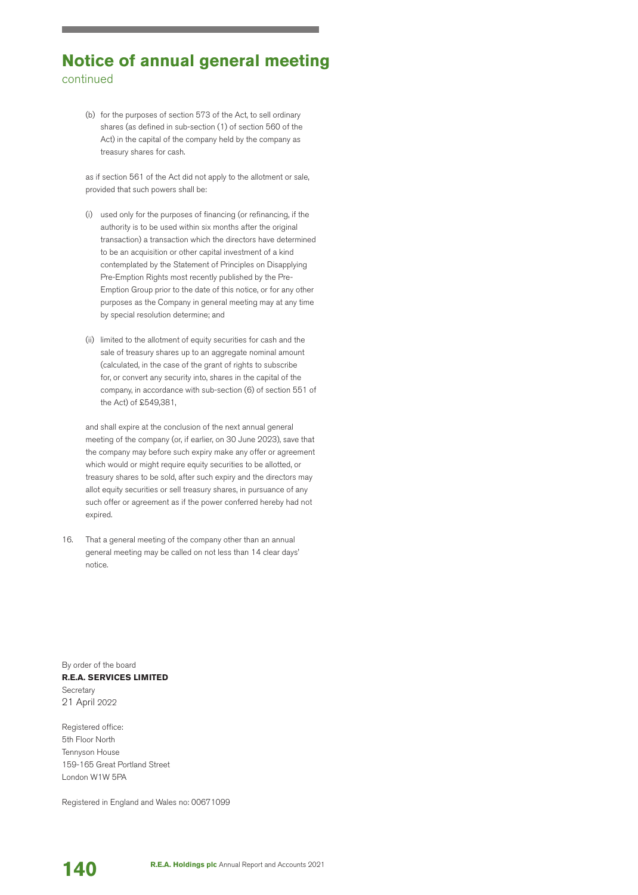# Notice of annual general meeting

continued

(b) for the purposes of section 573 of the Act, to sell ordinary shares (as defined in sub-section (1) of section 560 of the Act) in the capital of the company held by the company as treasury shares for cash.

as if section 561 of the Act did not apply to the allotment or sale, provided that such powers shall be:

(i) used only for the purposes of financing (or refinancing, if the authority is to be used within six months after the original transaction) a transaction which the directors have determined to be an acquisition or other capital investment of a kind contemplated by the Statement of Principles on Disapplying Pre-Emption Rights most recently published by the Pre-Emption Group prior to the date of this notice, or for any other purposes as the Company in general meeting may at any time by special resolution determine; and

(ii) limited to the allotment of equity securities for cash and the sale of treasury shares up to an aggregate nominal amount (calculated, in the case of the grant of rights to subscribe for, or convert any security into, shares in the capital of the company, in accordance with sub-section (6) of section 551 of the Act) of £549,381,

and shall expire at the conclusion of the next annual general meeting of the company (or, if earlier, on 30 June 2023), save that the company may before such expiry make any offer or agreement which would or might require equity securities to be allotted, or treasury shares to be sold, after such expiry and the directors may allot equity securities or sell treasury shares, in pursuance of any such offer or agreement as if the power conferred hereby had not expired.

16. That a general meeting of the company other than an annual general meeting may be called on not less than 14 clear days' notice.

By order of the board
**R.E.A. SERVICES LIMITED**
Secretary
21 April 2022

Registered office:
5th Floor North
Tennyson House
159-165 Great Portland Street
London W1W 5PA

Registered in England and Wales no: 00671099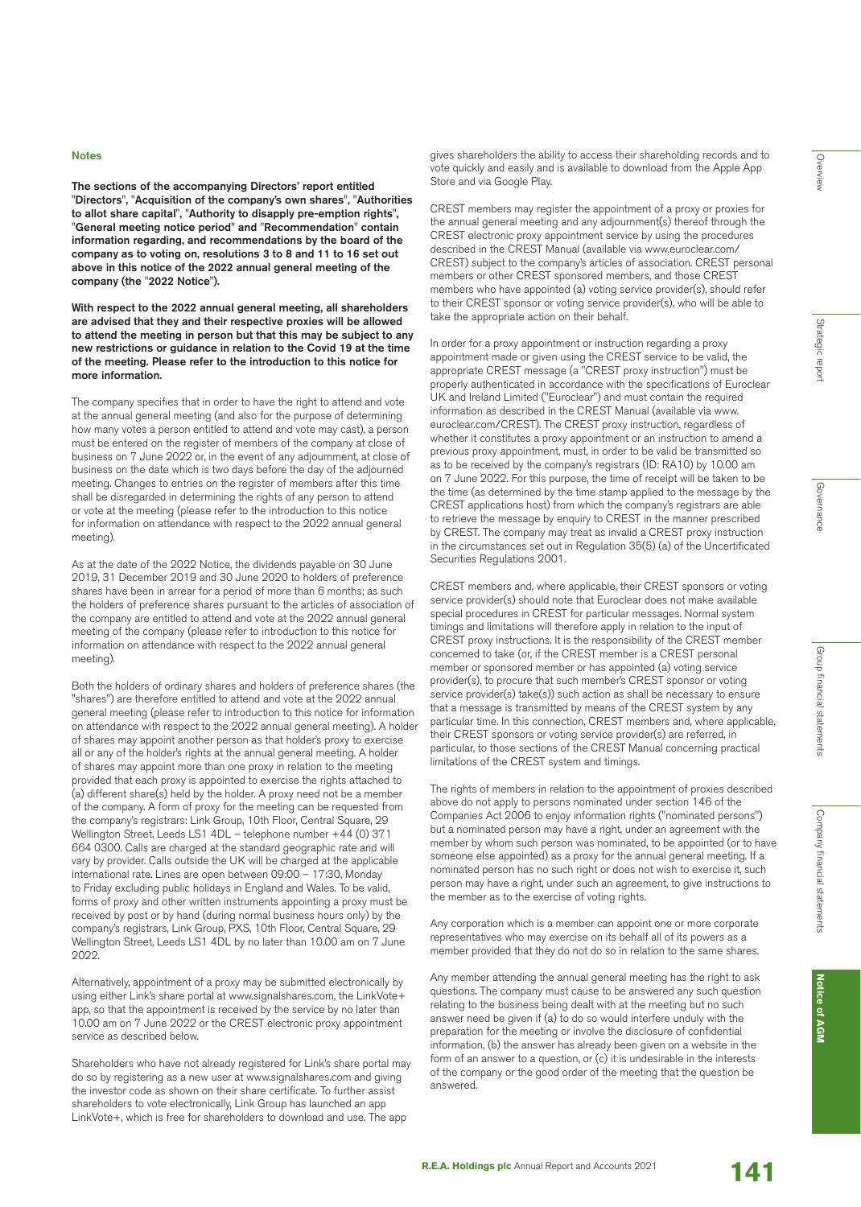## Notes

**The sections of the accompanying Directors' report entitled "Directors", "Acquisition of the company's own shares", "Authorities to allot share capital", "Authority to disapply pre-emption rights", "General meeting notice period" and "Recommendation" contain information regarding, and recommendations by the board of the company as to voting on, resolutions 3 to 8 and 11 to 16 set out above in this notice of the 2022 annual general meeting of the company (the "2022 Notice").**

**With respect to the 2022 annual general meeting, all shareholders are advised that they and their respective proxies will be allowed to attend the meeting in person but that this may be subject to any new restrictions or guidance in relation to the Covid 19 at the time of the meeting. Please refer to the introduction to this notice for more information.**

The company specifies that in order to have the right to attend and vote at the annual general meeting (and also for the purpose of determining how many votes a person entitled to attend and vote may cast), a person must be entered on the register of members of the company at close of business on 7 June 2022 or, in the event of any adjournment, at close of business on the date which is two days before the day of the adjourned meeting. Changes to entries on the register of members after this time shall be disregarded in determining the rights of any person to attend or vote at the meeting (please refer to the introduction to this notice for information on attendance with respect to the 2022 annual general meeting).

As at the date of the 2022 Notice, the dividends payable on 30 June 2019, 31 December 2019 and 30 June 2020 to holders of preference shares have been in arrear for a period of more than 6 months; as such the holders of preference shares pursuant to the articles of association of the company are entitled to attend and vote at the 2022 annual general meeting of the company (please refer to introduction to this notice for information on attendance with respect to the 2022 annual general meeting).

Both the holders of ordinary shares and holders of preference shares (the "shares") are therefore entitled to attend and vote at the 2022 annual general meeting (please refer to introduction to this notice for information on attendance with respect to the 2022 annual general meeting). A holder of shares may appoint another person as that holder's proxy to exercise all or any of the holder's rights at the annual general meeting. A holder of shares may appoint more than one proxy in relation to the meeting provided that each proxy is appointed to exercise the rights attached to (a) different share(s) held by the holder. A proxy need not be a member of the company. A form of proxy for the meeting can be requested from the company's registrars: Link Group, 10th Floor, Central Square, 29 Wellington Street, Leeds LS1 4DL – telephone number +44 (0) 371 664 0300. Calls are charged at the standard geographic rate and will vary by provider. Calls outside the UK will be charged at the applicable international rate. Lines are open between 09:00 – 17:30, Monday to Friday excluding public holidays in England and Wales. To be valid, forms of proxy and other written instruments appointing a proxy must be received by post or by hand (during normal business hours only) by the company's registrars, Link Group, PXS, 10th Floor, Central Square, 29 Wellington Street, Leeds LS1 4DL by no later than 10.00 am on 7 June 2022.

Alternatively, appointment of a proxy may be submitted electronically by using either Link's share portal at www.signalshares.com, the LinkVote+ app, so that the appointment is received by the service by no later than 10.00 am on 7 June 2022 or the CREST electronic proxy appointment service as described below.

Shareholders who have not already registered for Link's share portal may do so by registering as a new user at www.signalshares.com and giving the investor code as shown on their share certificate. To further assist shareholders to vote electronically, Link Group has launched an app LinkVote+, which is free for shareholders to download and use. The app gives shareholders the ability to access their shareholding records and to vote quickly and easily and is available to download from the Apple App Store and via Google Play.

CREST members may register the appointment of a proxy or proxies for the annual general meeting and any adjournment(s) thereof through the CREST electronic proxy appointment service by using the procedures described in the CREST Manual (available via www.euroclear.com/CREST) subject to the company's articles of association. CREST personal members or other CREST sponsored members, and those CREST members who have appointed (a) voting service provider(s), should refer to their CREST sponsor or voting service provider(s), who will be able to take the appropriate action on their behalf.

In order for a proxy appointment or instruction regarding a proxy appointment made or given using the CREST service to be valid, the appropriate CREST message (a "CREST proxy instruction") must be properly authenticated in accordance with the specifications of Euroclear UK and Ireland Limited ("Euroclear") and must contain the required information as described in the CREST Manual (available via www.euroclear.com/CREST). The CREST proxy instruction, regardless of whether it constitutes a proxy appointment or an instruction to amend a previous proxy appointment, must, in order to be valid be transmitted so as to be received by the company's registrars (ID: RA10) by 10.00 am on 7 June 2022. For this purpose, the time of receipt will be taken to be the time (as determined by the time stamp applied to the message by the CREST applications host) from which the company's registrars are able to retrieve the message by enquiry to CREST in the manner prescribed by CREST. The company may treat as invalid a CREST proxy instruction in the circumstances set out in Regulation 35(5) (a) of the Uncertificated Securities Regulations 2001.

CREST members and, where applicable, their CREST sponsors or voting service provider(s) should note that Euroclear does not make available special procedures in CREST for particular messages. Normal system timings and limitations will therefore apply in relation to the input of CREST proxy instructions. It is the responsibility of the CREST member concerned to take (or, if the CREST member is a CREST personal member or sponsored member or has appointed (a) voting service provider(s), to procure that such member's CREST sponsor or voting service provider(s) take(s)) such action as shall be necessary to ensure that a message is transmitted by means of the CREST system by any particular time. In this connection, CREST members and, where applicable, their CREST sponsors or voting service provider(s) are referred, in particular, to those sections of the CREST Manual concerning practical limitations of the CREST system and timings.

The rights of members in relation to the appointment of proxies described above do not apply to persons nominated under section 146 of the Companies Act 2006 to enjoy information rights ("nominated persons") but a nominated person may have a right, under an agreement with the member by whom such person was nominated, to be appointed (or to have someone else appointed) as a proxy for the annual general meeting. If a nominated person has no such right or does not wish to exercise it, such person may have a right, under such an agreement, to give instructions to the member as to the exercise of voting rights.

Any corporation which is a member can appoint one or more corporate representatives who may exercise on its behalf all of its powers as a member provided that they do not do so in relation to the same shares.

Any member attending the annual general meeting has the right to ask questions. The company must cause to be answered any such question relating to the business being dealt with at the meeting but no such answer need be given if (a) to do so would interfere unduly with the preparation for the meeting or involve the disclosure of confidential information, (b) the answer has already been given on a website in the form of an answer to a question, or (c) it is undesirable in the interests of the company or the good order of the meeting that the question be answered.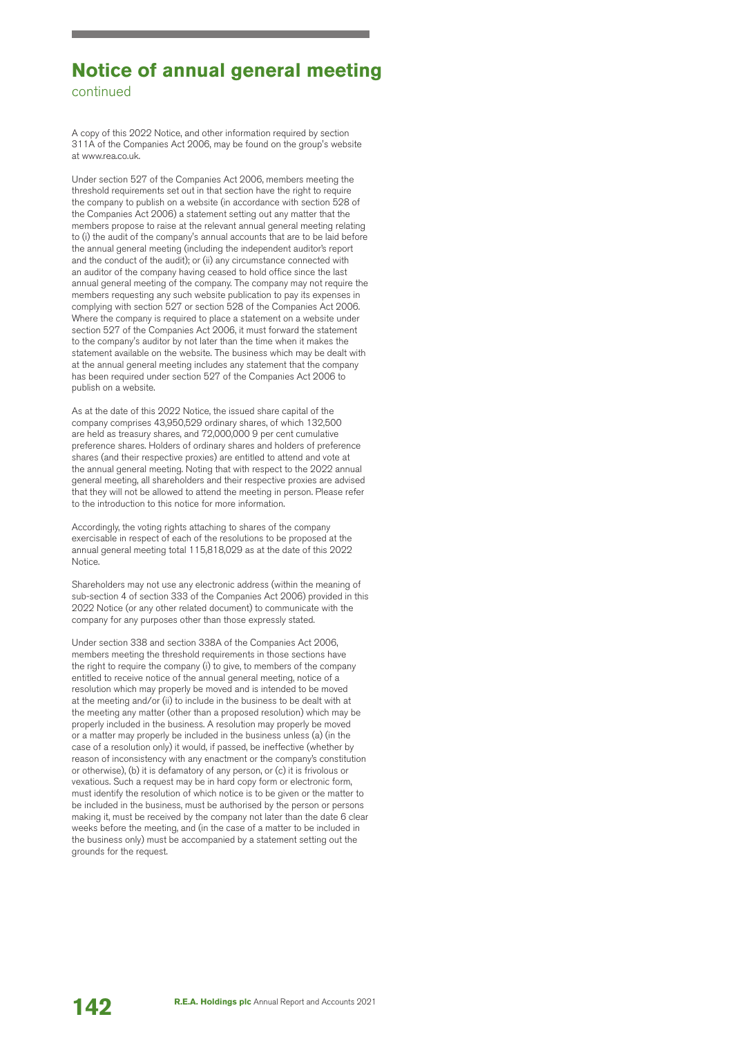# Notice of annual general meeting

continued

A copy of this 2022 Notice, and other information required by section 311A of the Companies Act 2006, may be found on the group's website at www.rea.co.uk.

Under section 527 of the Companies Act 2006, members meeting the threshold requirements set out in that section have the right to require the company to publish on a website (in accordance with section 528 of the Companies Act 2006) a statement setting out any matter that the members propose to raise at the relevant annual general meeting relating to (i) the audit of the company's annual accounts that are to be laid before the annual general meeting (including the independent auditor's report and the conduct of the audit); or (ii) any circumstance connected with an auditor of the company having ceased to hold office since the last annual general meeting of the company. The company may not require the members requesting any such website publication to pay its expenses in complying with section 527 or section 528 of the Companies Act 2006. Where the company is required to place a statement on a website under section 527 of the Companies Act 2006, it must forward the statement to the company's auditor by not later than the time when it makes the statement available on the website. The business which may be dealt with at the annual general meeting includes any statement that the company has been required under section 527 of the Companies Act 2006 to publish on a website.

As at the date of this 2022 Notice, the issued share capital of the company comprises 43,950,529 ordinary shares, of which 132,500 are held as treasury shares, and 72,000,000 9 per cent cumulative preference shares. Holders of ordinary shares and holders of preference shares (and their respective proxies) are entitled to attend and vote at the annual general meeting. Noting that with respect to the 2022 annual general meeting, all shareholders and their respective proxies are advised that they will not be allowed to attend the meeting in person. Please refer to the introduction to this notice for more information.

Accordingly, the voting rights attaching to shares of the company exercisable in respect of each of the resolutions to be proposed at the annual general meeting total 115,818,029 as at the date of this 2022 Notice.

Shareholders may not use any electronic address (within the meaning of sub-section 4 of section 333 of the Companies Act 2006) provided in this 2022 Notice (or any other related document) to communicate with the company for any purposes other than those expressly stated.

Under section 338 and section 338A of the Companies Act 2006, members meeting the threshold requirements in those sections have the right to require the company (i) to give, to members of the company entitled to receive notice of the annual general meeting, notice of a resolution which may properly be moved and is intended to be moved at the meeting and/or (ii) to include in the business to be dealt with at the meeting any matter (other than a proposed resolution) which may be properly included in the business. A resolution may properly be moved or a matter may properly be included in the business unless (a) (in the case of a resolution only) it would, if passed, be ineffective (whether by reason of inconsistency with any enactment or the company's constitution or otherwise), (b) it is defamatory of any person, or (c) it is frivolous or vexatious. Such a request may be in hard copy form or electronic form, must identify the resolution of which notice is to be given or the matter to be included in the business, must be authorised by the person or persons making it, must be received by the company not later than the date 6 clear weeks before the meeting, and (in the case of a matter to be included in the business only) must be accompanied by a statement setting out the grounds for the request.